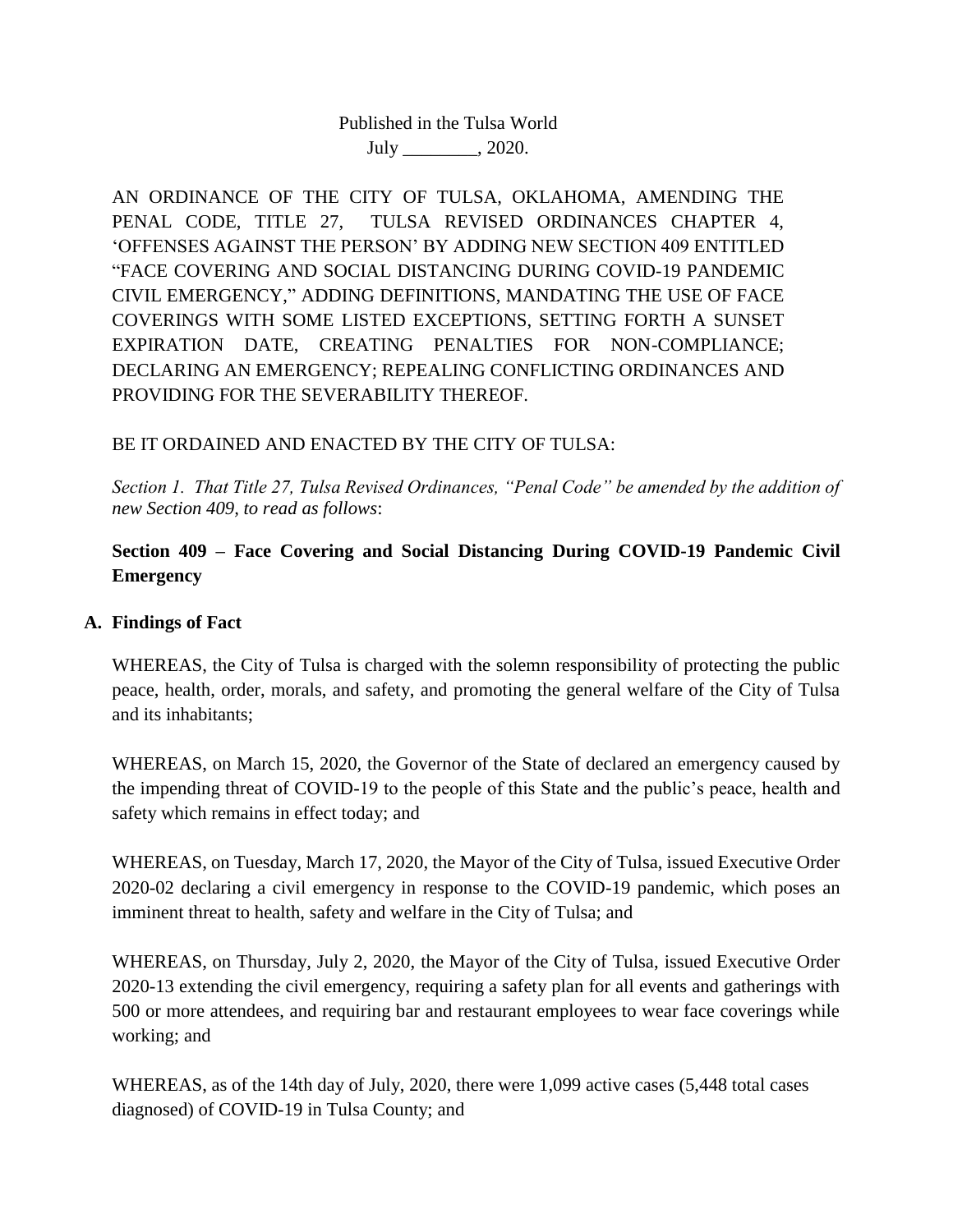Published in the Tulsa World
July ________, 2020.

AN ORDINANCE OF THE CITY OF TULSA, OKLAHOMA, AMENDING THE PENAL CODE, TITLE 27, TULSA REVISED ORDINANCES CHAPTER 4, 'OFFENSES AGAINST THE PERSON' BY ADDING NEW SECTION 409 ENTITLED "FACE COVERING AND SOCIAL DISTANCING DURING COVID-19 PANDEMIC CIVIL EMERGENCY," ADDING DEFINITIONS, MANDATING THE USE OF FACE COVERINGS WITH SOME LISTED EXCEPTIONS, SETTING FORTH A SUNSET EXPIRATION DATE, CREATING PENALTIES FOR NON-COMPLIANCE; DECLARING AN EMERGENCY; REPEALING CONFLICTING ORDINANCES AND PROVIDING FOR THE SEVERABILITY THEREOF.

BE IT ORDAINED AND ENACTED BY THE CITY OF TULSA:

*Section 1. That Title 27, Tulsa Revised Ordinances, "Penal Code" be amended by the addition of new Section 409, to read as follows*:

**Section 409 – Face Covering and Social Distancing During COVID-19 Pandemic Civil Emergency**

**A. Findings of Fact**

WHEREAS, the City of Tulsa is charged with the solemn responsibility of protecting the public peace, health, order, morals, and safety, and promoting the general welfare of the City of Tulsa and its inhabitants;

WHEREAS, on March 15, 2020, the Governor of the State of declared an emergency caused by the impending threat of COVID-19 to the people of this State and the public's peace, health and safety which remains in effect today; and

WHEREAS, on Tuesday, March 17, 2020, the Mayor of the City of Tulsa, issued Executive Order 2020-02 declaring a civil emergency in response to the COVID-19 pandemic, which poses an imminent threat to health, safety and welfare in the City of Tulsa; and

WHEREAS, on Thursday, July 2, 2020, the Mayor of the City of Tulsa, issued Executive Order 2020-13 extending the civil emergency, requiring a safety plan for all events and gatherings with 500 or more attendees, and requiring bar and restaurant employees to wear face coverings while working; and

WHEREAS, as of the 14th day of July, 2020, there were 1,099 active cases (5,448 total cases diagnosed) of COVID-19 in Tulsa County; and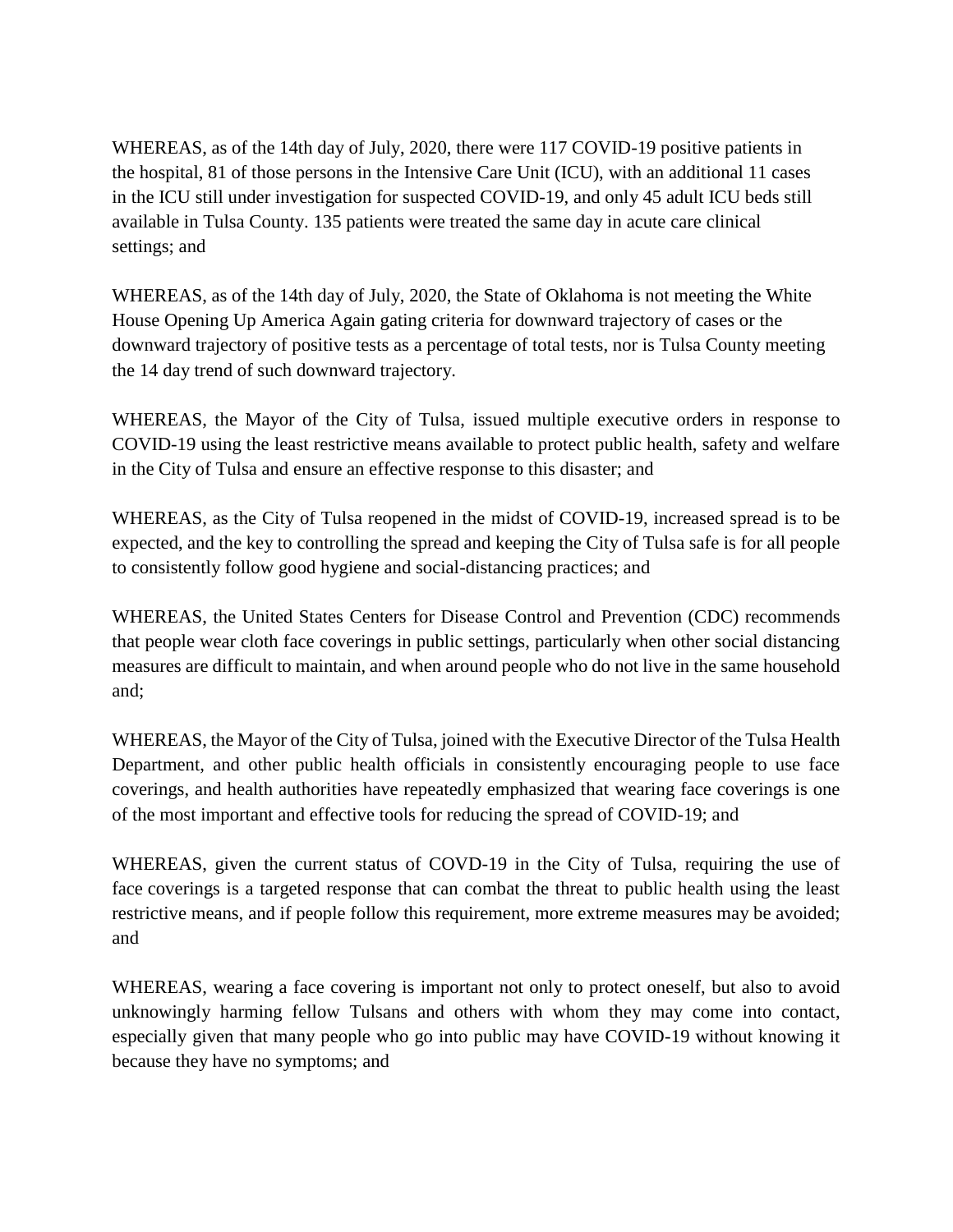WHEREAS, as of the 14th day of July, 2020, there were 117 COVID-19 positive patients in the hospital, 81 of those persons in the Intensive Care Unit (ICU), with an additional 11 cases in the ICU still under investigation for suspected COVID-19, and only 45 adult ICU beds still available in Tulsa County. 135 patients were treated the same day in acute care clinical settings; and

WHEREAS, as of the 14th day of July, 2020, the State of Oklahoma is not meeting the White House Opening Up America Again gating criteria for downward trajectory of cases or the downward trajectory of positive tests as a percentage of total tests, nor is Tulsa County meeting the 14 day trend of such downward trajectory.

WHEREAS, the Mayor of the City of Tulsa, issued multiple executive orders in response to COVID-19 using the least restrictive means available to protect public health, safety and welfare in the City of Tulsa and ensure an effective response to this disaster; and

WHEREAS, as the City of Tulsa reopened in the midst of COVID-19, increased spread is to be expected, and the key to controlling the spread and keeping the City of Tulsa safe is for all people to consistently follow good hygiene and social-distancing practices; and

WHEREAS, the United States Centers for Disease Control and Prevention (CDC) recommends that people wear cloth face coverings in public settings, particularly when other social distancing measures are difficult to maintain, and when around people who do not live in the same household and;

WHEREAS, the Mayor of the City of Tulsa, joined with the Executive Director of the Tulsa Health Department, and other public health officials in consistently encouraging people to use face coverings, and health authorities have repeatedly emphasized that wearing face coverings is one of the most important and effective tools for reducing the spread of COVID-19; and

WHEREAS, given the current status of COVD-19 in the City of Tulsa, requiring the use of face coverings is a targeted response that can combat the threat to public health using the least restrictive means, and if people follow this requirement, more extreme measures may be avoided; and

WHEREAS, wearing a face covering is important not only to protect oneself, but also to avoid unknowingly harming fellow Tulsans and others with whom they may come into contact, especially given that many people who go into public may have COVID-19 without knowing it because they have no symptoms; and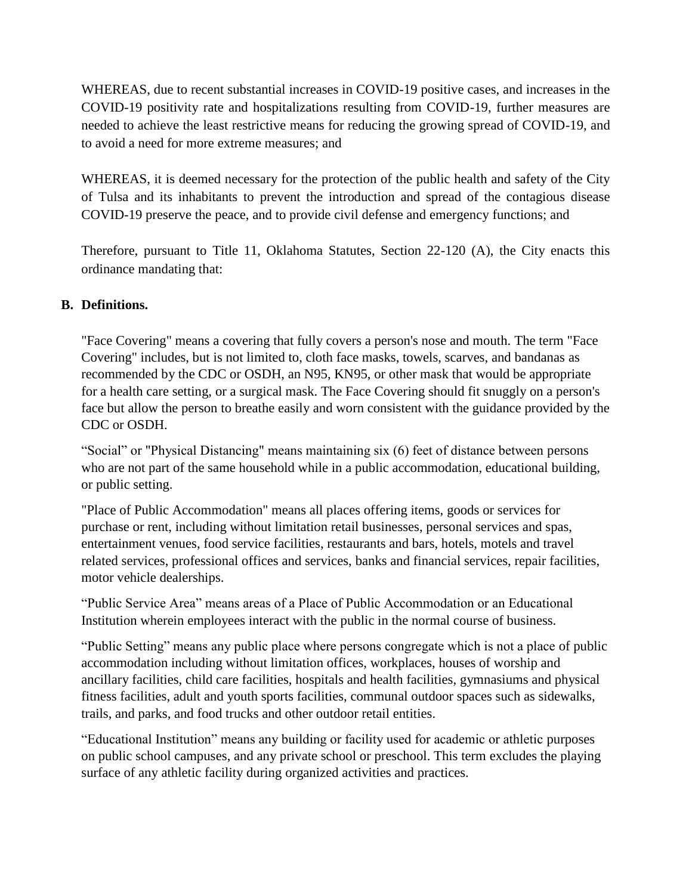WHEREAS, due to recent substantial increases in COVID-19 positive cases, and increases in the COVID-19 positivity rate and hospitalizations resulting from COVID-19, further measures are needed to achieve the least restrictive means for reducing the growing spread of COVID-19, and to avoid a need for more extreme measures; and

WHEREAS, it is deemed necessary for the protection of the public health and safety of the City of Tulsa and its inhabitants to prevent the introduction and spread of the contagious disease COVID-19 preserve the peace, and to provide civil defense and emergency functions; and

Therefore, pursuant to Title 11, Oklahoma Statutes, Section 22-120 (A), the City enacts this ordinance mandating that:

**B. Definitions.**

"Face Covering" means a covering that fully covers a person's nose and mouth. The term "Face Covering" includes, but is not limited to, cloth face masks, towels, scarves, and bandanas as recommended by the CDC or OSDH, an N95, KN95, or other mask that would be appropriate for a health care setting, or a surgical mask. The Face Covering should fit snuggly on a person's face but allow the person to breathe easily and worn consistent with the guidance provided by the CDC or OSDH.

"Social" or "Physical Distancing" means maintaining six (6) feet of distance between persons who are not part of the same household while in a public accommodation, educational building, or public setting.

"Place of Public Accommodation" means all places offering items, goods or services for purchase or rent, including without limitation retail businesses, personal services and spas, entertainment venues, food service facilities, restaurants and bars, hotels, motels and travel related services, professional offices and services, banks and financial services, repair facilities, motor vehicle dealerships.

"Public Service Area" means areas of a Place of Public Accommodation or an Educational Institution wherein employees interact with the public in the normal course of business.

"Public Setting" means any public place where persons congregate which is not a place of public accommodation including without limitation offices, workplaces, houses of worship and ancillary facilities, child care facilities, hospitals and health facilities, gymnasiums and physical fitness facilities, adult and youth sports facilities, communal outdoor spaces such as sidewalks, trails, and parks, and food trucks and other outdoor retail entities.

"Educational Institution" means any building or facility used for academic or athletic purposes on public school campuses, and any private school or preschool. This term excludes the playing surface of any athletic facility during organized activities and practices.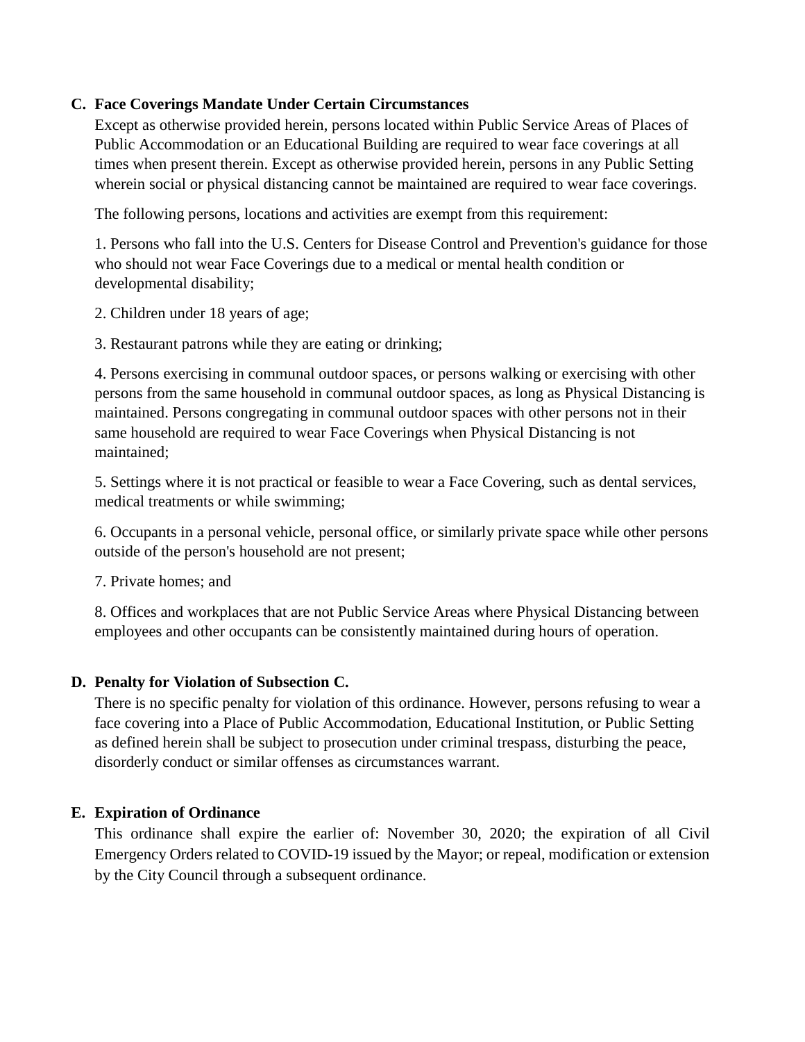**C. Face Coverings Mandate Under Certain Circumstances**

Except as otherwise provided herein, persons located within Public Service Areas of Places of Public Accommodation or an Educational Building are required to wear face coverings at all times when present therein. Except as otherwise provided herein, persons in any Public Setting wherein social or physical distancing cannot be maintained are required to wear face coverings.

The following persons, locations and activities are exempt from this requirement:

1. Persons who fall into the U.S. Centers for Disease Control and Prevention's guidance for those who should not wear Face Coverings due to a medical or mental health condition or developmental disability;

2. Children under 18 years of age;

3. Restaurant patrons while they are eating or drinking;

4. Persons exercising in communal outdoor spaces, or persons walking or exercising with other persons from the same household in communal outdoor spaces, as long as Physical Distancing is maintained. Persons congregating in communal outdoor spaces with other persons not in their same household are required to wear Face Coverings when Physical Distancing is not maintained;

5. Settings where it is not practical or feasible to wear a Face Covering, such as dental services, medical treatments or while swimming;

6. Occupants in a personal vehicle, personal office, or similarly private space while other persons outside of the person's household are not present;

7. Private homes; and

8. Offices and workplaces that are not Public Service Areas where Physical Distancing between employees and other occupants can be consistently maintained during hours of operation.

**D. Penalty for Violation of Subsection C.**

There is no specific penalty for violation of this ordinance. However, persons refusing to wear a face covering into a Place of Public Accommodation, Educational Institution, or Public Setting as defined herein shall be subject to prosecution under criminal trespass, disturbing the peace, disorderly conduct or similar offenses as circumstances warrant.

**E. Expiration of Ordinance**

This ordinance shall expire the earlier of: November 30, 2020; the expiration of all Civil Emergency Orders related to COVID-19 issued by the Mayor; or repeal, modification or extension by the City Council through a subsequent ordinance.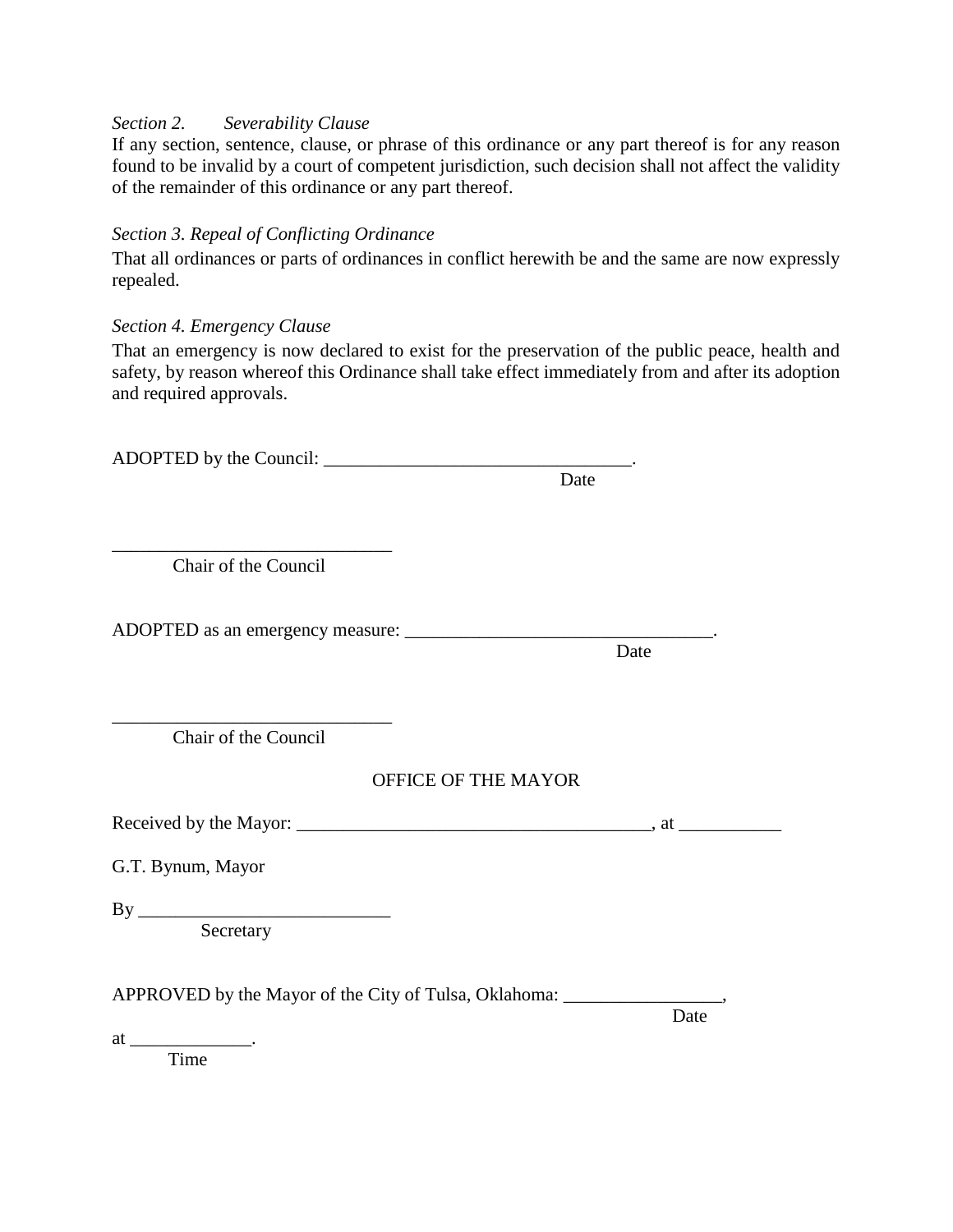*Section 2. Severability Clause*

If any section, sentence, clause, or phrase of this ordinance or any part thereof is for any reason found to be invalid by a court of competent jurisdiction, such decision shall not affect the validity of the remainder of this ordinance or any part thereof.

*Section 3. Repeal of Conflicting Ordinance*

That all ordinances or parts of ordinances in conflict herewith be and the same are now expressly repealed.

*Section 4. Emergency Clause*

That an emergency is now declared to exist for the preservation of the public peace, health and safety, by reason whereof this Ordinance shall take effect immediately from and after its adoption and required approvals.

ADOPTED by the Council: _________________________________.
Date

______________________________
Chair of the Council

ADOPTED as an emergency measure: _________________________________.
Date

______________________________
Chair of the Council

OFFICE OF THE MAYOR

Received by the Mayor: ______________________________________, at ___________

G.T. Bynum, Mayor

By ___________________________
Secretary

APPROVED by the Mayor of the City of Tulsa, Oklahoma: _________________,
Date

at _____________.
Time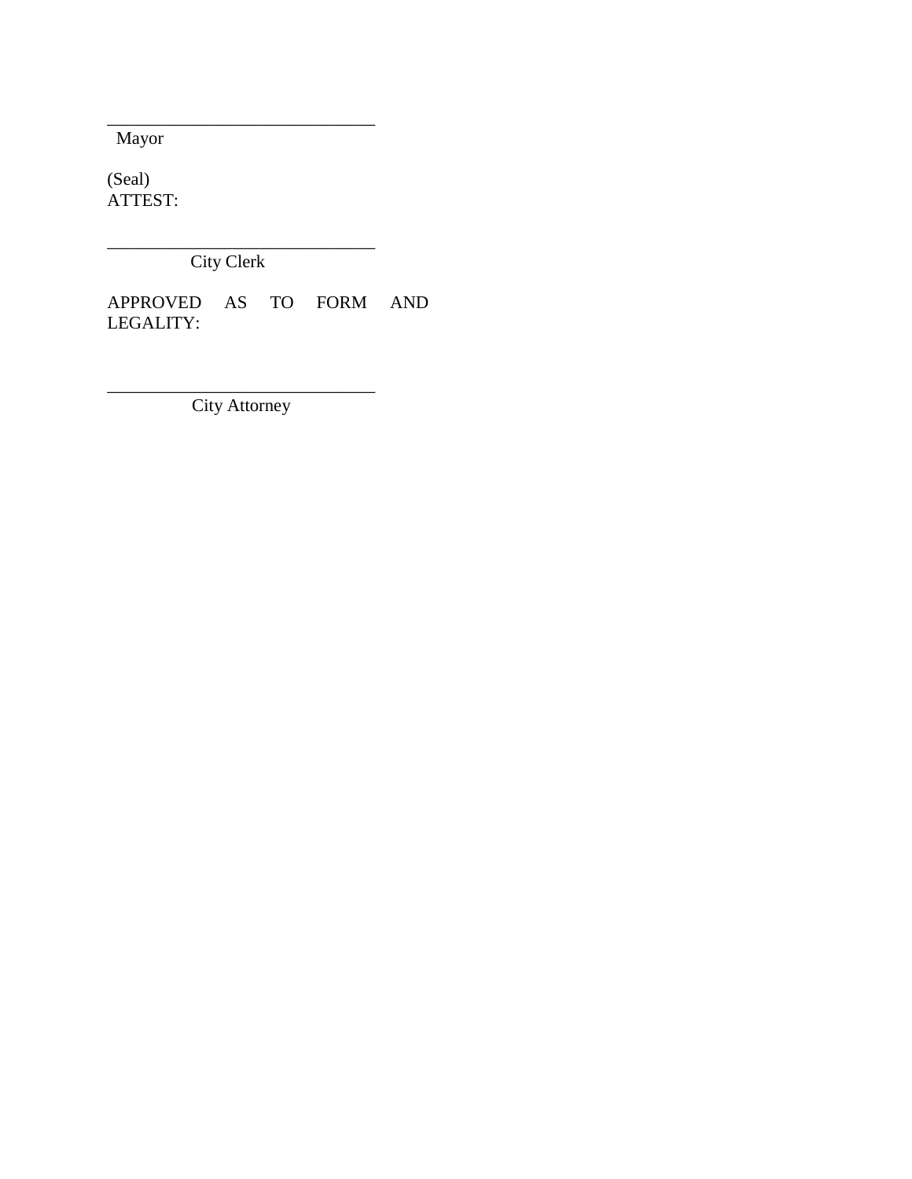______________________________
Mayor

(Seal)
ATTEST:

______________________________
City Clerk

APPROVED AS TO FORM AND LEGALITY:

______________________________
City Attorney